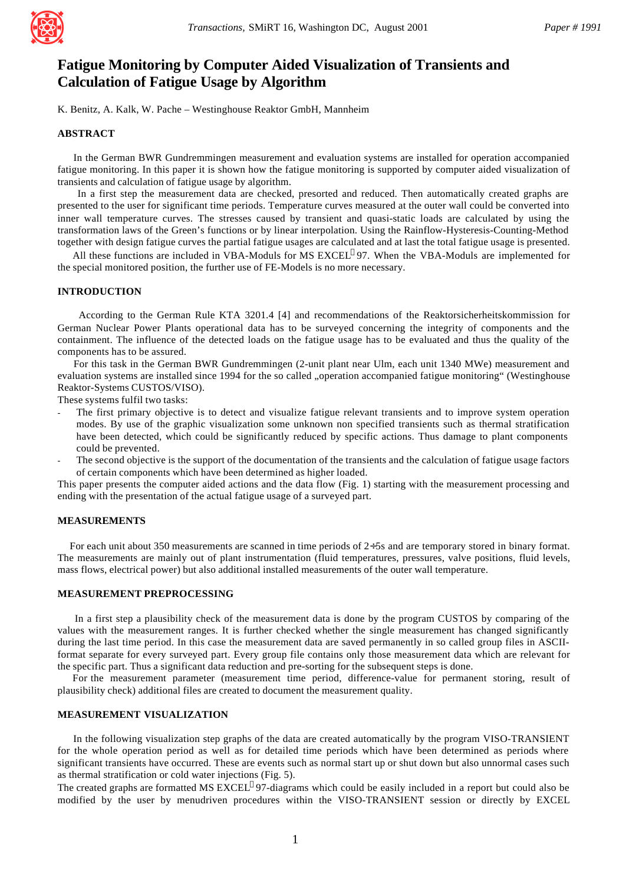# Fatigue Monitoring by Computer Aided Visualization of Transients and Calculation of Fatigue Usage by Algorithm

K. Benitz, A. Kalk, W. Pache – Westinghouse Reaktor GmbH, Mannheim

## ABSTRACT

In the German BWR Gundremmingen measurement and evaluation systems are installed for operation accompanied fatigue monitoring. In this paper it is shown how the fatigue monitoring is supported by computer aided visualization of transients and calculation of fatigue usage by algorithm.

In a first step the measurement data are checked, presorted and reduced. Then automatically created graphs are presented to the user for significant time periods. Temperature curves measured at the outer wall could be converted into inner wall temperature curves. The stresses caused by transient and quasi-static loads are calculated by using the transformation laws of the Green's functions or by linear interpolation. Using the Rainflow-Hysteresis-Counting-Method together with design fatigue curves the partial fatigue usages are calculated and at last the total fatigue usage is presented.

All these functions are included in VBA-Moduls for MS EXCEL® 97. When the VBA-Moduls are implemented for the special monitored position, the further use of FE-Models is no more necessary.

## INTRODUCTION

According to the German Rule KTA 3201.4 [4] and recommendations of the Reaktorsicherheitskommission for German Nuclear Power Plants operational data has to be surveyed concerning the integrity of components and the containment. The influence of the detected loads on the fatigue usage has to be evaluated and thus the quality of the components has to be assured.

For this task in the German BWR Gundremmingen (2-unit plant near Ulm, each unit 1340 MWe) measurement and evaluation systems are installed since 1994 for the so called „operation accompanied fatigue monitoring" (Westinghouse Reaktor-Systems CUSTOS/VISO).

These systems fulfil two tasks:

- The first primary objective is to detect and visualize fatigue relevant transients and to improve system operation modes. By use of the graphic visualization some unknown non specified transients such as thermal stratification have been detected, which could be significantly reduced by specific actions. Thus damage to plant components could be prevented.
- The second objective is the support of the documentation of the transients and the calculation of fatigue usage factors of certain components which have been determined as higher loaded.

This paper presents the computer aided actions and the data flow (Fig. 1) starting with the measurement processing and ending with the presentation of the actual fatigue usage of a surveyed part.

## MEASUREMENTS

For each unit about 350 measurements are scanned in time periods of 2÷5s and are temporary stored in binary format. The measurements are mainly out of plant instrumentation (fluid temperatures, pressures, valve positions, fluid levels, mass flows, electrical power) but also additional installed measurements of the outer wall temperature.

## MEASUREMENT PREPROCESSING

In a first step a plausibility check of the measurement data is done by the program CUSTOS by comparing of the values with the measurement ranges. It is further checked whether the single measurement has changed significantly during the last time period. In this case the measurement data are saved permanently in so called group files in ASCII-format separate for every surveyed part. Every group file contains only those measurement data which are relevant for the specific part. Thus a significant data reduction and pre-sorting for the subsequent steps is done.

For the measurement parameter (measurement time period, difference-value for permanent storing, result of plausibility check) additional files are created to document the measurement quality.

## MEASUREMENT VISUALIZATION

In the following visualization step graphs of the data are created automatically by the program VISO-TRANSIENT for the whole operation period as well as for detailed time periods which have been determined as periods where significant transients have occurred. These are events such as normal start up or shut down but also unnormal cases such as thermal stratification or cold water injections (Fig. 5).

The created graphs are formatted MS EXCEL® 97-diagrams which could be easily included in a report but could also be modified by the user by menudriven procedures within the VISO-TRANSIENT session or directly by EXCEL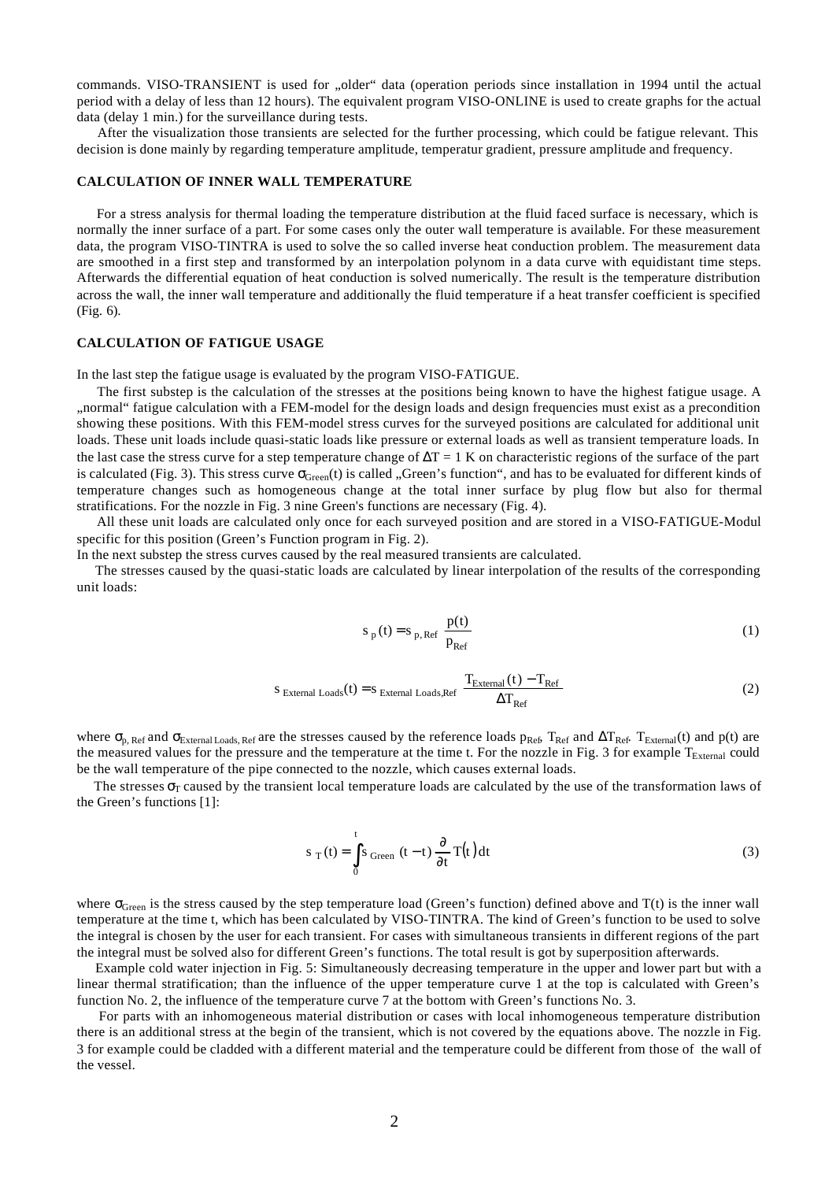commands. VISO-TRANSIENT is used for „older“ data (operation periods since installation in 1994 until the actual period with a delay of less than 12 hours). The equivalent program VISO-ONLINE is used to create graphs for the actual data (delay 1 min.) for the surveillance during tests.

After the visualization those transients are selected for the further processing, which could be fatigue relevant. This decision is done mainly by regarding temperature amplitude, temperatur gradient, pressure amplitude and frequency.

## CALCULATION OF INNER WALL TEMPERATURE

For a stress analysis for thermal loading the temperature distribution at the fluid faced surface is necessary, which is normally the inner surface of a part. For some cases only the outer wall temperature is available. For these measurement data, the program VISO-TINTRA is used to solve the so called inverse heat conduction problem. The measurement data are smoothed in a first step and transformed by an interpolation polynom in a data curve with equidistant time steps. Afterwards the differential equation of heat conduction is solved numerically. The result is the temperature distribution across the wall, the inner wall temperature and additionally the fluid temperature if a heat transfer coefficient is specified (Fig. 6).

## CALCULATION OF FATIGUE USAGE

In the last step the fatigue usage is evaluated by the program VISO-FATIGUE.

The first substep is the calculation of the stresses at the positions being known to have the highest fatigue usage. A „normal“ fatigue calculation with a FEM-model for the design loads and design frequencies must exist as a precondition showing these positions. With this FEM-model stress curves for the surveyed positions are calculated for additional unit loads. These unit loads include quasi-static loads like pressure or external loads as well as transient temperature loads. In the last case the stress curve for a step temperature change of $\Delta T = 1$ K on characteristic regions of the surface of the part is calculated (Fig. 3). This stress curve $\sigma_{Green}(t)$ is called „Green's function“, and has to be evaluated for different kinds of temperature changes such as homogeneous change at the total inner surface by plug flow but also for thermal stratifications. For the nozzle in Fig. 3 nine Green's functions are necessary (Fig. 4).

All these unit loads are calculated only once for each surveyed position and are stored in a VISO-FATIGUE-Modul specific for this position (Green's Function program in Fig. 2).

In the next substep the stress curves caused by the real measured transients are calculated.

The stresses caused by the quasi-static loads are calculated by linear interpolation of the results of the corresponding unit loads:

$$\sigma_p(t) = \sigma_{p,Ref} \frac{p(t)}{p_{Ref}} \tag{1}$$

$$\sigma_{External\ Loads}(t) = \sigma_{External\ Loads,Ref} \frac{T_{External}(t) - T_{Ref}}{\Delta T_{Ref}} \tag{2}$$

where $\sigma_{p,\,Ref}$ and $\sigma_{External\,Loads,\,Ref}$ are the stresses caused by the reference loads $p_{Ref}$, $T_{Ref}$ and $\Delta T_{Ref}$. $T_{External}(t)$ and p(t) are the measured values for the pressure and the temperature at the time t. For the nozzle in Fig. 3 for example $T_{External}$ could be the wall temperature of the pipe connected to the nozzle, which causes external loads.

The stresses $\sigma_T$ caused by the transient local temperature loads are calculated by the use of the transformation laws of the Green's functions [1]:

$$\sigma_T(t) = \int_0^t \sigma_{Green}(t-\tau) \frac{\partial}{\partial \tau} T(\tau)\, d\tau \tag{3}$$

where $\sigma_{Green}$ is the stress caused by the step temperature load (Green's function) defined above and T(t) is the inner wall temperature at the time t, which has been calculated by VISO-TINTRA. The kind of Green's function to be used to solve the integral is chosen by the user for each transient. For cases with simultaneous transients in different regions of the part the integral must be solved also for different Green's functions. The total result is got by superposition afterwards.

Example cold water injection in Fig. 5: Simultaneously decreasing temperature in the upper and lower part but with a linear thermal stratification; than the influence of the upper temperature curve 1 at the top is calculated with Green's function No. 2, the influence of the temperature curve 7 at the bottom with Green's functions No. 3.

For parts with an inhomogeneous material distribution or cases with local inhomogeneous temperature distribution there is an additional stress at the begin of the transient, which is not covered by the equations above. The nozzle in Fig. 3 for example could be cladded with a different material and the temperature could be different from those of the wall of the vessel.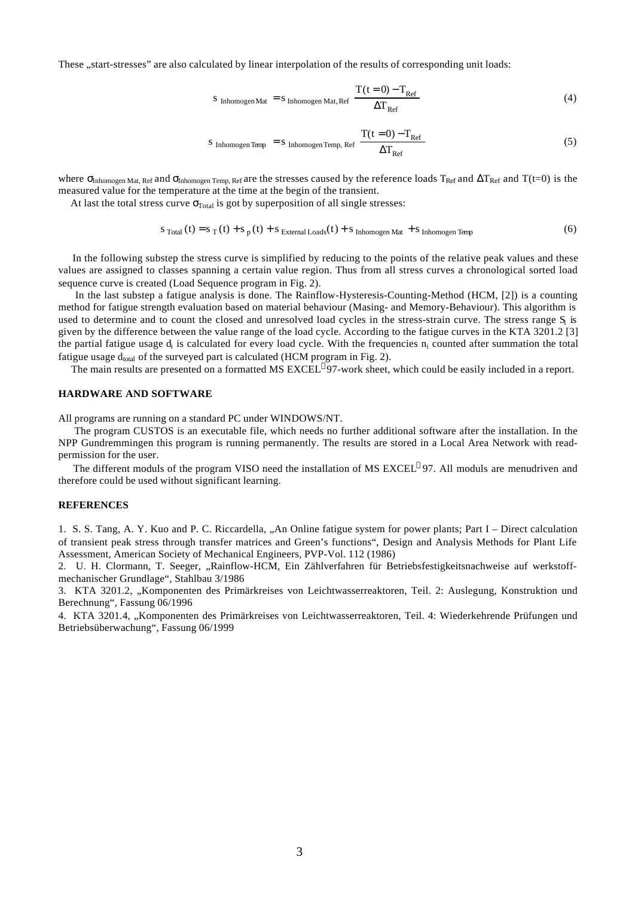These „start-stresses" are also calculated by linear interpolation of the results of corresponding unit loads:

$$\sigma_{\text{Inhomogen Mat}} = \sigma_{\text{Inhomogen Mat, Ref}} \frac{T(t=0) - T_{\text{Ref}}}{\Delta T_{\text{Ref}}} \tag{4}$$

$$\sigma_{\text{Inhomogen Temp}} = \sigma_{\text{Inhomogen Temp, Ref}} \frac{T(t=0) - T_{\text{Ref}}}{\Delta T_{\text{Ref}}} \tag{5}$$

where $\sigma_{\text{Inhomogen Mat, Ref}}$ and $\sigma_{\text{Inhomogen Temp, Ref}}$ are the stresses caused by the reference loads $T_{\text{Ref}}$ and $\Delta T_{\text{Ref}}$ and $T(t=0)$ is the measured value for the temperature at the time at the begin of the transient.

At last the total stress curve $\sigma_{\text{Total}}$ is got by superposition of all single stresses:

$$\sigma_{\text{Total}}(t) = \sigma_T(t) + \sigma_p(t) + \sigma_{\text{External Loads}}(t) + \sigma_{\text{Inhomogen Mat}} + \sigma_{\text{Inhomogen Temp}} \tag{6}$$

In the following substep the stress curve is simplified by reducing to the points of the relative peak values and these values are assigned to classes spanning a certain value region. Thus from all stress curves a chronological sorted load sequence curve is created (Load Sequence program in Fig. 2).

In the last substep a fatigue analysis is done. The Rainflow-Hysteresis-Counting-Method (HCM, [2]) is a counting method for fatigue strength evaluation based on material behaviour (Masing- and Memory-Behaviour). This algorithm is used to determine and to count the closed and unresolved load cycles in the stress-strain curve. The stress range $S_i$ is given by the difference between the value range of the load cycle. According to the fatigue curves in the KTA 3201.2 [3] the partial fatigue usage $d_i$ is calculated for every load cycle. With the frequencies $n_i$ counted after summation the total fatigue usage $d_{\text{total}}$ of the surveyed part is calculated (HCM program in Fig. 2).

The main results are presented on a formatted MS EXCEL® 97-work sheet, which could be easily included in a report.

## HARDWARE AND SOFTWARE

All programs are running on a standard PC under WINDOWS/NT.

The program CUSTOS is an executable file, which needs no further additional software after the installation. In the NPP Gundremmingen this program is running permanently. The results are stored in a Local Area Network with read-permission for the user.

The different moduls of the program VISO need the installation of MS EXCEL® 97. All moduls are menudriven and therefore could be used without significant learning.

## REFERENCES

1. S. S. Tang, A. Y. Kuo and P. C. Riccardella, „An Online fatigue system for power plants; Part I – Direct calculation of transient peak stress through transfer matrices and Green's functions", Design and Analysis Methods for Plant Life Assessment, American Society of Mechanical Engineers, PVP-Vol. 112 (1986)
2. U. H. Clormann, T. Seeger, „Rainflow-HCM, Ein Zählverfahren für Betriebsfestigkeitsnachweise auf werkstoff-mechanischer Grundlage", Stahlbau 3/1986
3. KTA 3201.2, „Komponenten des Primärkreises von Leichtwasserreaktoren, Teil. 2: Auslegung, Konstruktion und Berechnung", Fassung 06/1996
4. KTA 3201.4, „Komponenten des Primärkreises von Leichtwasserreaktoren, Teil. 4: Wiederkehrende Prüfungen und Betriebsüberwachung", Fassung 06/1999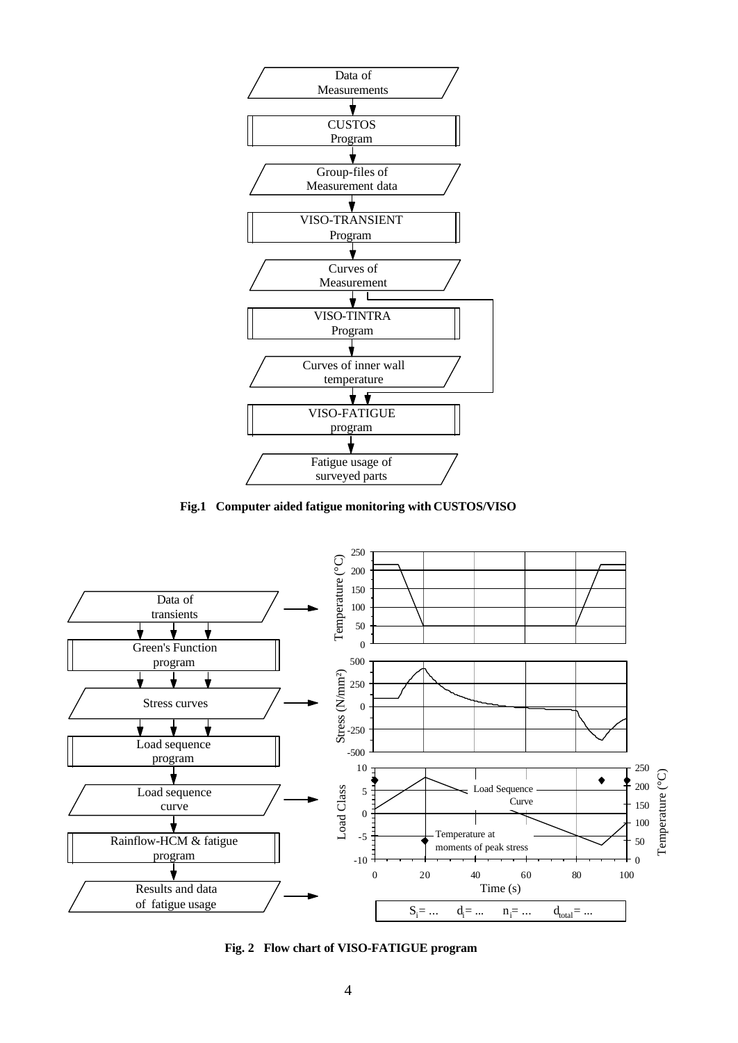Data of Measurements

CUSTOS Program

Group-files of Measurement data

VISO-TRANSIENT Program

Curves of Measurement

VISO-TINTRA Program

Curves of inner wall temperature

VISO-FATIGUE program

Fatigue usage of surveyed parts

**Fig.1 Computer aided fatigue monitoring with CUSTOS/VISO**

Data of transients

Green's Function program

Stress curves

Load sequence program

Load sequence curve

Rainflow-HCM & fatigue program

Results and data of fatigue usage

Temperature (°C)

Stress (N/mm²)

Load Class

Load Sequence Curve

Temperature at moments of peak stress

Time (s)

$S_i = \ldots$ $d_i = \ldots$ $n_i = \ldots$ $d_{total} = \ldots$

**Fig. 2 Flow chart of VISO-FATIGUE program**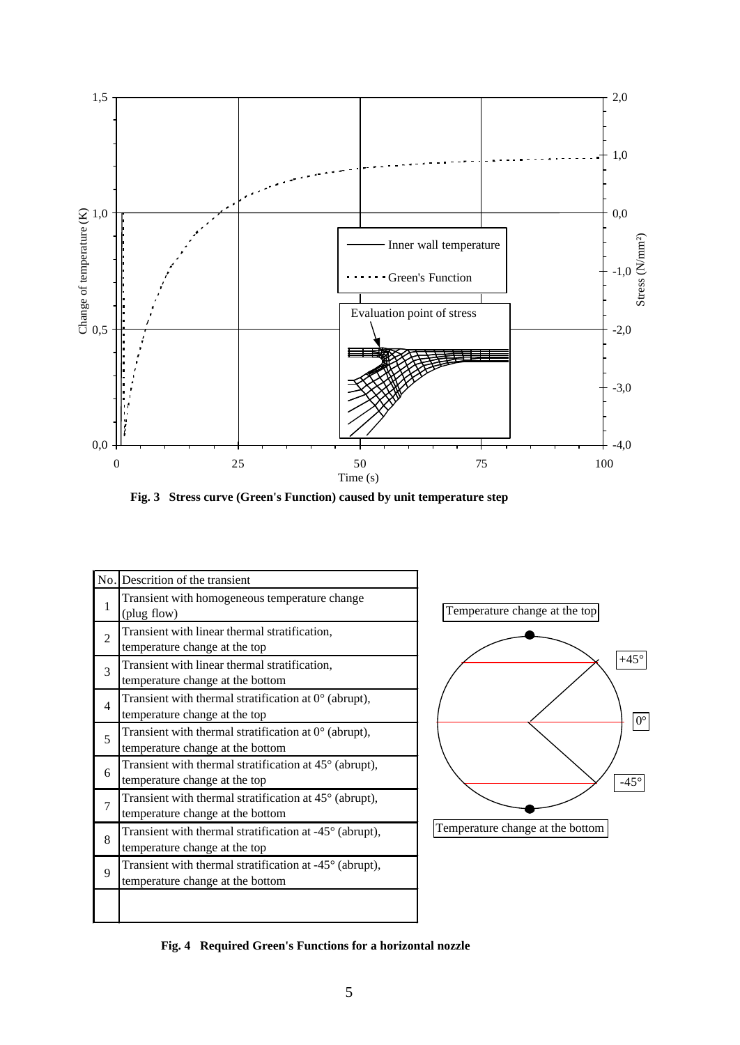**Fig. 3 Stress curve (Green's Function) caused by unit temperature step**

| No. | Descrition of the transient |
|---|---|
| 1 | Transient with homogeneous temperature change (plug flow) |
| 2 | Transient with linear thermal stratification, temperature change at the top |
| 3 | Transient with linear thermal stratification, temperature change at the bottom |
| 4 | Transient with thermal stratification at 0° (abrupt), temperature change at the top |
| 5 | Transient with thermal stratification at 0° (abrupt), temperature change at the bottom |
| 6 | Transient with thermal stratification at 45° (abrupt), temperature change at the top |
| 7 | Transient with thermal stratification at 45° (abrupt), temperature change at the bottom |
| 8 | Transient with thermal stratification at -45° (abrupt), temperature change at the top |
| 9 | Transient with thermal stratification at -45° (abrupt), temperature change at the bottom |
| | |

**Fig. 4 Required Green's Functions for a horizontal nozzle**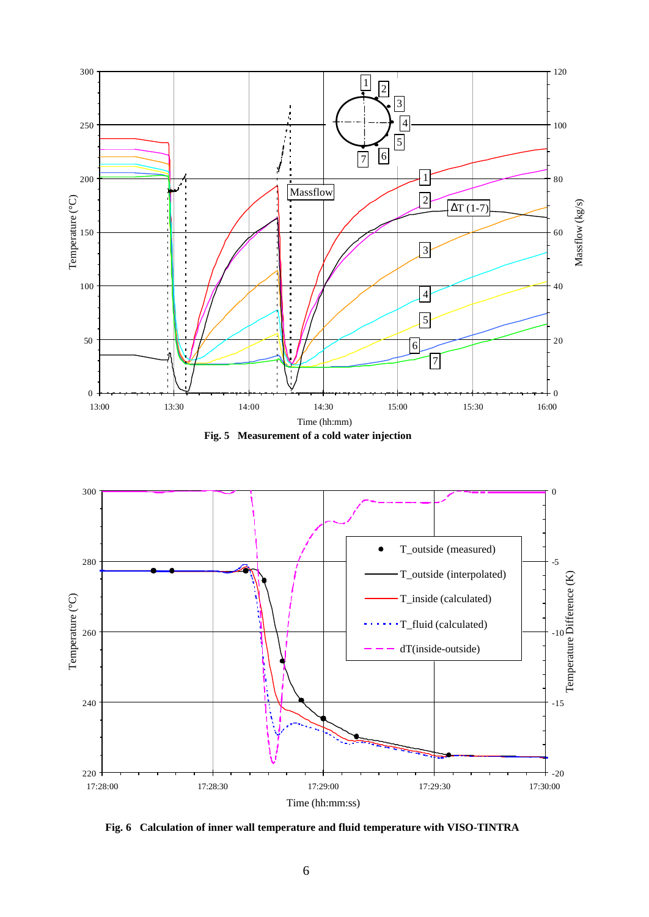300
250
200
150
100
50
0
120
100
80
60
40
20
0
13:00
13:30
14:00
14:30
15:00
15:30
16:00
Time (hh:mm)
Temperature (°C)
Massflow (kg/s)
Massflow
1
2
3
4
5
6
7
ΔT (1-7)

**Fig. 5 Measurement of a cold water injection**

300
280
260
240
220
0
-5
-10
-15
-20
17:28:00
17:28:30
17:29:00
17:29:30
17:30:00
Time (hh:mm:ss)
Temperature (°C)
Temperature Difference (K)
T_outside (measured)
T_outside (interpolated)
T_inside (calculated)
T_fluid (calculated)
dT(inside-outside)

**Fig. 6 Calculation of inner wall temperature and fluid temperature with VISO-TINTRA**